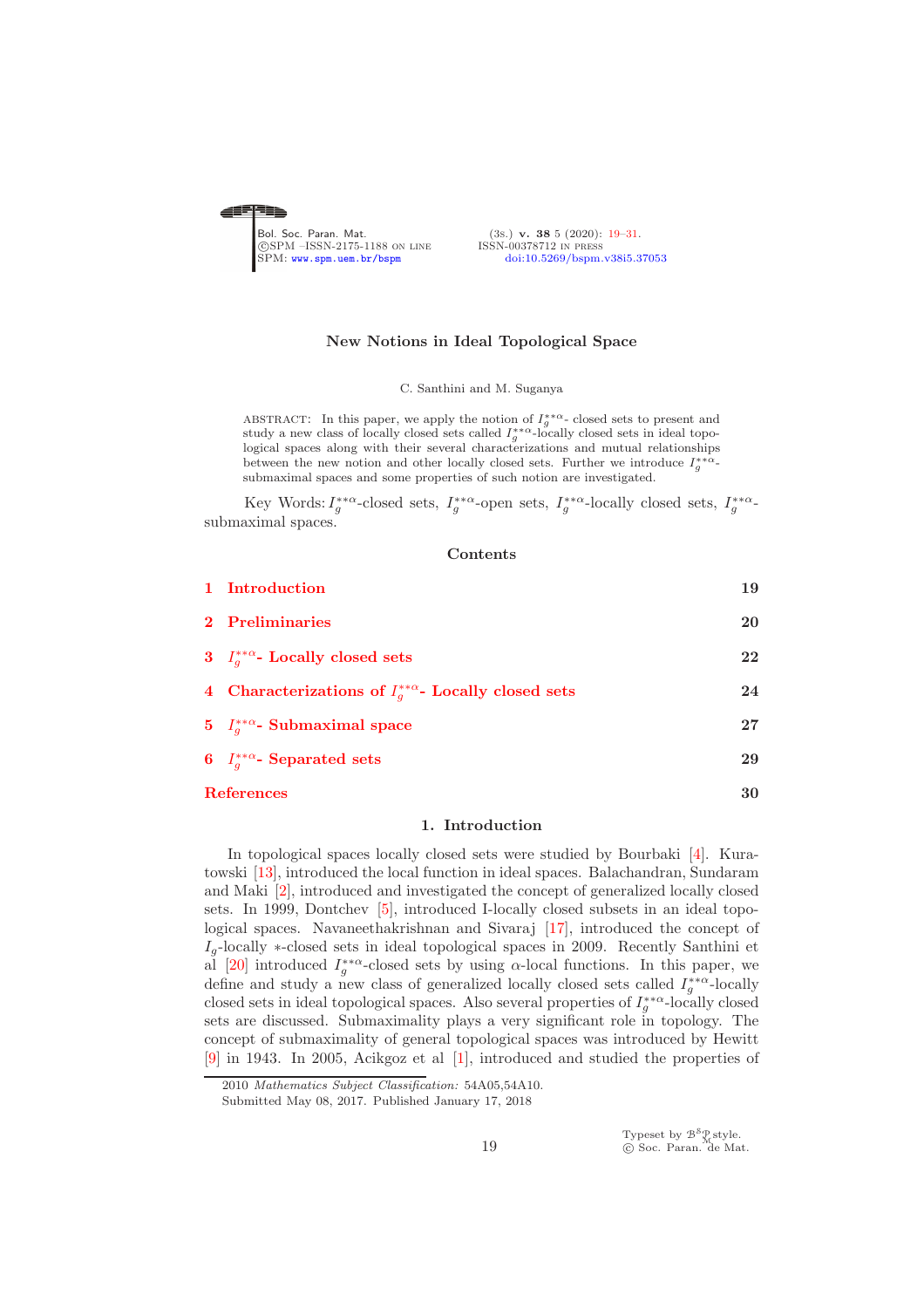# New Notions in Ideal Topological Space

C. Santhini and M. Suganya

ABSTRACT: In this paper, we apply the notion of $I_g^{**\alpha}$- closed sets to present and study a new class of locally closed sets called $I_g^{**\alpha}$-locally closed sets in ideal topological spaces along with their several characterizations and mutual relationships between the new notion and other locally closed sets. Further we introduce $I_g^{**\alpha}$-submaximal spaces and some properties of such notion are investigated.

Key Words: $I_g^{**\alpha}$-closed sets, $I_g^{**\alpha}$-open sets, $I_g^{**\alpha}$-locally closed sets, $I_g^{**\alpha}$-submaximal spaces.

## Contents

| | |
|---|---|
| 1 Introduction | 19 |
| 2 Preliminaries | 20 |
| 3 $I_g^{**\alpha}$- Locally closed sets | 22 |
| 4 Characterizations of $I_g^{**\alpha}$- Locally closed sets | 24 |
| 5 $I_g^{**\alpha}$- Submaximal space | 27 |
| 6 $I_g^{**\alpha}$- Separated sets | 29 |
| References | 30 |

## 1. Introduction

In topological spaces locally closed sets were studied by Bourbaki [4]. Kuratowski [13], introduced the local function in ideal spaces. Balachandran, Sundaram and Maki [2], introduced and investigated the concept of generalized locally closed sets. In 1999, Dontchev [5], introduced I-locally closed subsets in an ideal topological spaces. Navaneethakrishnan and Sivaraj [17], introduced the concept of $I_g$-locally $*$-closed sets in ideal topological spaces in 2009. Recently Santhini et al [20] introduced $I_g^{**\alpha}$-closed sets by using $\alpha$-local functions. In this paper, we define and study a new class of generalized locally closed sets called $I_g^{**\alpha}$-locally closed sets in ideal topological spaces. Also several properties of $I_g^{**\alpha}$-locally closed sets are discussed. Submaximality plays a very significant role in topology. The concept of submaximality of general topological spaces was introduced by Hewitt [9] in 1943. In 2005, Acikgoz et al [1], introduced and studied the properties of

2010 *Mathematics Subject Classification:* 54A05,54A10.

Submitted May 08, 2017. Published January 17, 2018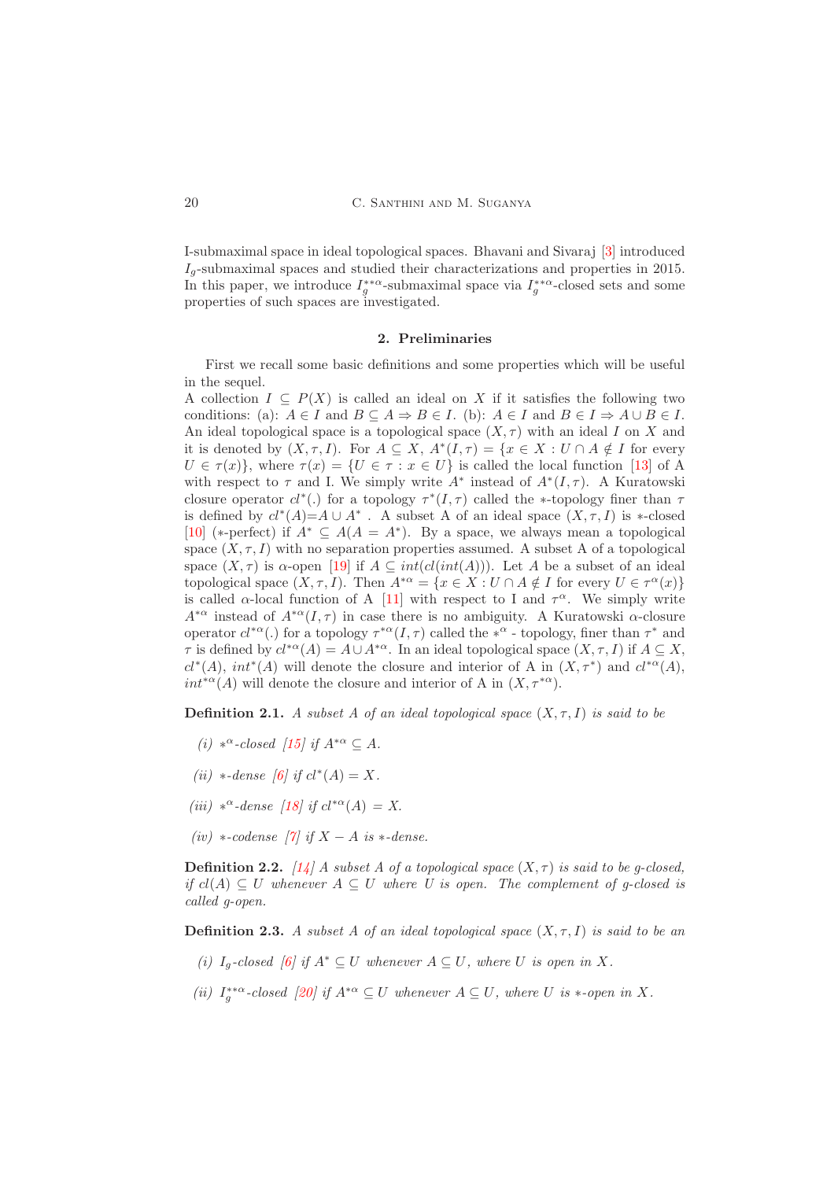I-submaximal space in ideal topological spaces. Bhavani and Sivaraj [3] introduced $I_g$-submaximal spaces and studied their characterizations and properties in 2015. In this paper, we introduce $I_g^{**\alpha}$-submaximal space via $I_g^{**\alpha}$-closed sets and some properties of such spaces are investigated.

## 2. Preliminaries

First we recall some basic definitions and some properties which will be useful in the sequel.

A collection $I \subseteq P(X)$ is called an ideal on $X$ if it satisfies the following two conditions: (a): $A \in I$ and $B \subseteq A \Rightarrow B \in I$. (b): $A \in I$ and $B \in I \Rightarrow A \cup B \in I$. An ideal topological space is a topological space $(X, \tau)$ with an ideal $I$ on $X$ and it is denoted by $(X, \tau, I)$. For $A \subseteq X$, $A^*(I, \tau) = \{x \in X : U \cap A \notin I$ for every $U \in \tau(x)\}$, where $\tau(x) = \{U \in \tau : x \in U\}$ is called the local function [13] of A with respect to $\tau$ and I. We simply write $A^*$ instead of $A^*(I, \tau)$. A Kuratowski closure operator $cl^*(.)$ for a topology $\tau^*(I, \tau)$ called the $*$-topology finer than $\tau$ is defined by $cl^*(A){=}A \cup A^*$ . A subset A of an ideal space $(X, \tau, I)$ is $*$-closed [10] ($*$-perfect) if $A^* \subseteq A(A = A^*)$. By a space, we always mean a topological space $(X, \tau, I)$ with no separation properties assumed. A subset A of a topological space $(X, \tau)$ is $\alpha$-open [19] if $A \subseteq int(cl(int(A)))$. Let $A$ be a subset of an ideal topological space $(X, \tau, I)$. Then $A^{*\alpha} = \{x \in X : U \cap A \notin I$ for every $U \in \tau^\alpha(x)\}$ is called $\alpha$-local function of A [11] with respect to I and $\tau^\alpha$. We simply write $A^{*\alpha}$ instead of $A^{*\alpha}(I, \tau)$ in case there is no ambiguity. A Kuratowski $\alpha$-closure operator $cl^{*\alpha}(.)$ for a topology $\tau^{*\alpha}(I, \tau)$ called the $*^\alpha$ - topology, finer than $\tau^*$ and $\tau$ is defined by $cl^{*\alpha}(A) = A \cup A^{*\alpha}$. In an ideal topological space $(X, \tau, I)$ if $A \subseteq X$, $cl^*(A)$, $int^*(A)$ will denote the closure and interior of A in $(X, \tau^*)$ and $cl^{*\alpha}(A)$, $int^{*\alpha}(A)$ will denote the closure and interior of A in $(X, \tau^{*\alpha})$.

**Definition 2.1.** *A subset A of an ideal topological space $(X, \tau, I)$ is said to be*

*(i) $*^\alpha$-closed [15] if $A^{*\alpha} \subseteq A$.*

*(ii) $*$-dense [6] if $cl^*(A) = X$.*

*(iii) $*^\alpha$-dense [18] if $cl^{*\alpha}(A) = X$.*

*(iv) $*$-codense [7] if $X - A$ is $*$-dense.*

**Definition 2.2.** *[14] A subset A of a topological space $(X, \tau)$ is said to be g-closed, if $cl(A) \subseteq U$ whenever $A \subseteq U$ where $U$ is open. The complement of g-closed is called g-open.*

**Definition 2.3.** *A subset A of an ideal topological space $(X, \tau, I)$ is said to be an*

*(i) $I_g$-closed [6] if $A^* \subseteq U$ whenever $A \subseteq U$, where $U$ is open in $X$.*

*(ii) $I_g^{**\alpha}$-closed [20] if $A^{*\alpha} \subseteq U$ whenever $A \subseteq U$, where $U$ is $*$-open in $X$.*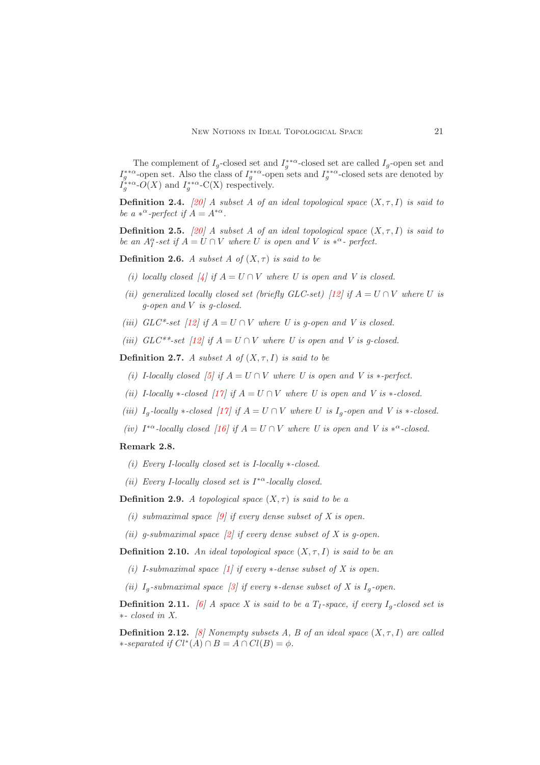The complement of $I_g$-closed set and $I_g^{**\alpha}$-closed set are called $I_g$-open set and $I_g^{**\alpha}$-open set. Also the class of $I_g^{**\alpha}$-open sets and $I_g^{**\alpha}$-closed sets are denoted by $I_g^{**\alpha}$-$O(X)$ and $I_g^{**\alpha}$-C(X) respectively.

**Definition 2.4.** *[20] A subset A of an ideal topological space $(X, \tau, I)$ is said to be a $*^{\alpha}$-perfect if $A = A^{*\alpha}$.*

**Definition 2.5.** *[20] A subset A of an ideal topological space $(X, \tau, I)$ is said to be an $A_I^{\alpha}$-set if $A = U \cap V$ where U is open and V is $*^{\alpha}$- perfect.*

**Definition 2.6.** *A subset A of $(X, \tau)$ is said to be*

- *(i) locally closed [4] if $A = U \cap V$ where U is open and V is closed.*
- *(ii) generalized locally closed set (briefly GLC-set) [12] if $A = U \cap V$ where U is g-open and V is g-closed.*
- *(iii) GLC\*-set [12] if $A = U \cap V$ where U is g-open and V is closed.*
- *(iii) GLC\*\*-set [12] if $A = U \cap V$ where U is open and V is g-closed.*

**Definition 2.7.** *A subset A of $(X, \tau, I)$ is said to be*

- *(i) I-locally closed [5] if $A = U \cap V$ where U is open and V is $*$-perfect.*
- *(ii) I-locally $*$-closed [17] if $A = U \cap V$ where U is open and V is $*$-closed.*
- *(iii) $I_g$-locally $*$-closed [17] if $A = U \cap V$ where U is $I_g$-open and V is $*$-closed.*
- *(iv) $I^{*\alpha}$-locally closed [16] if $A = U \cap V$ where U is open and V is $*^{\alpha}$-closed.*

**Remark 2.8.**

- *(i) Every I-locally closed set is I-locally $*$-closed.*
- *(ii) Every I-locally closed set is $I^{*\alpha}$-locally closed.*

**Definition 2.9.** *A topological space $(X, \tau)$ is said to be a*

- *(i) submaximal space [9] if every dense subset of X is open.*
- *(ii) g-submaximal space [2] if every dense subset of X is g-open.*

**Definition 2.10.** *An ideal topological space $(X, \tau, I)$ is said to be an*

- *(i) I-submaximal space [1] if every $*$-dense subset of X is open.*
- *(ii) $I_g$-submaximal space [3] if every $*$-dense subset of X is $I_g$-open.*

**Definition 2.11.** *[6] A space X is said to be a $T_I$-space, if every $I_g$-closed set is $*$- closed in X.*

**Definition 2.12.** *[8] Nonempty subsets A, B of an ideal space $(X, \tau, I)$ are called $*$-separated if $Cl^*(A) \cap B = A \cap Cl(B) = \phi$.*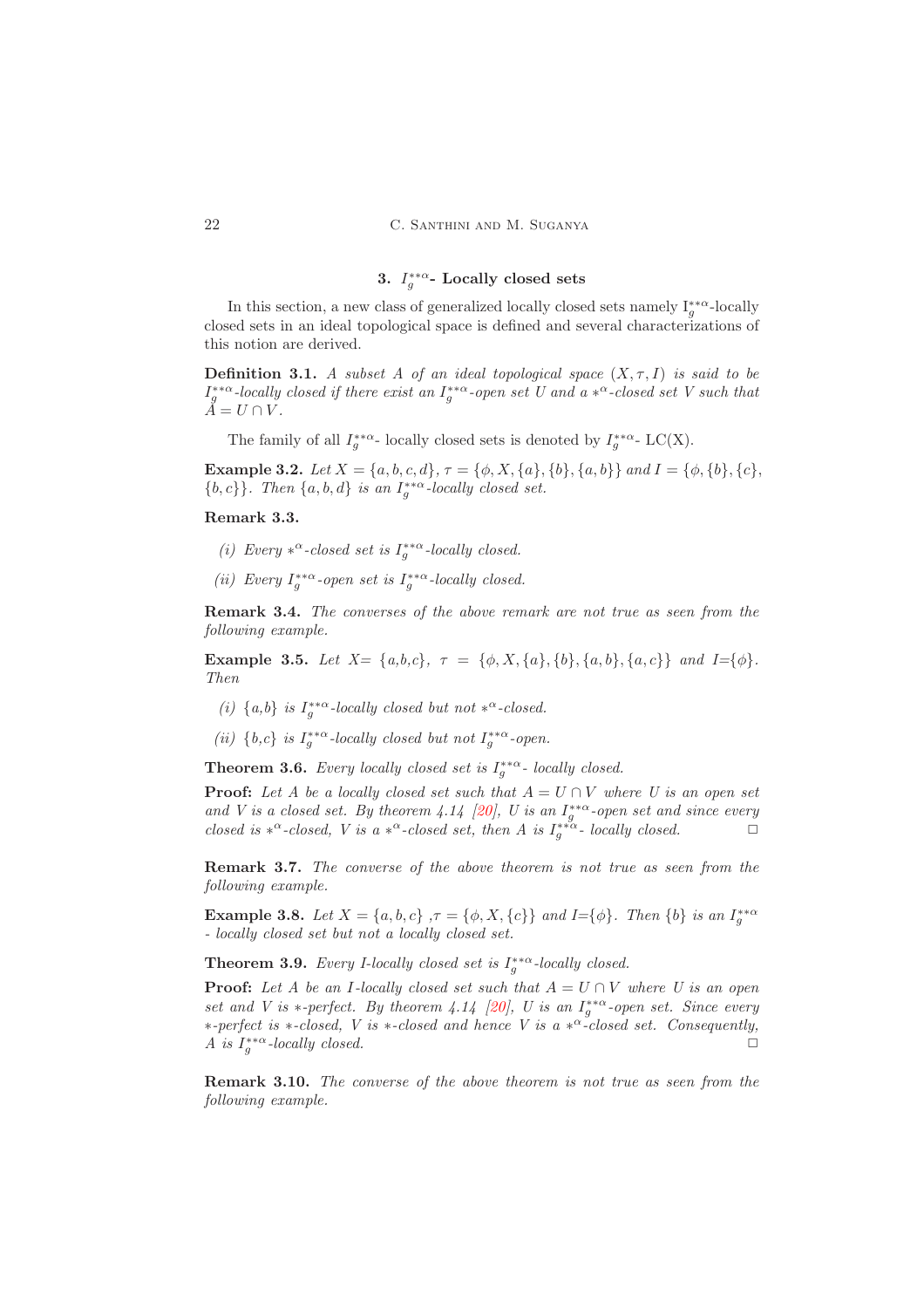## 3. $I_g^{**\alpha}$- Locally closed sets

In this section, a new class of generalized locally closed sets namely $I_g^{**\alpha}$-locally closed sets in an ideal topological space is defined and several characterizations of this notion are derived.

**Definition 3.1.** *A subset $A$ of an ideal topological space $(X, \tau, I)$ is said to be $I_g^{**\alpha}$-locally closed if there exist an $I_g^{**\alpha}$-open set $U$ and a $*^\alpha$-closed set $V$ such that $A = U \cap V$.*

The family of all $I_g^{**\alpha}$- locally closed sets is denoted by $I_g^{**\alpha}$- LC(X).

**Example 3.2.** *Let $X = \{a, b, c, d\}$, $\tau = \{\phi, X, \{a\}, \{b\}, \{a, b\}\}$ and $I = \{\phi, \{b\}, \{c\}, \{b, c\}\}$. Then $\{a, b, d\}$ is an $I_g^{**\alpha}$-locally closed set.*

**Remark 3.3.**

*(i) Every $*^\alpha$-closed set is $I_g^{**\alpha}$-locally closed.*

*(ii) Every $I_g^{**\alpha}$-open set is $I_g^{**\alpha}$-locally closed.*

**Remark 3.4.** *The converses of the above remark are not true as seen from the following example.*

**Example 3.5.** *Let $X = \{a,b,c\}$, $\tau = \{\phi, X, \{a\}, \{b\}, \{a, b\}, \{a, c\}\}$ and $I=\{\phi\}$. Then*

*(i) $\{a,b\}$ is $I_g^{**\alpha}$-locally closed but not $*^\alpha$-closed.*

*(ii) $\{b,c\}$ is $I_g^{**\alpha}$-locally closed but not $I_g^{**\alpha}$-open.*

**Theorem 3.6.** *Every locally closed set is $I_g^{**\alpha}$- locally closed.*

**Proof:** *Let $A$ be a locally closed set such that $A = U \cap V$ where $U$ is an open set and $V$ is a closed set. By theorem 4.14 [20], $U$ is an $I_g^{**\alpha}$-open set and since every closed is $*^\alpha$-closed, $V$ is a $*^\alpha$-closed set, then $A$ is $I_g^{**\alpha}$- locally closed.* □

**Remark 3.7.** *The converse of the above theorem is not true as seen from the following example.*

**Example 3.8.** *Let $X = \{a, b, c\}$ ,$\tau = \{\phi, X, \{c\}\}$ and $I=\{\phi\}$. Then $\{b\}$ is an $I_g^{**\alpha}$ - locally closed set but not a locally closed set.*

**Theorem 3.9.** *Every I-locally closed set is $I_g^{**\alpha}$-locally closed.*

**Proof:** *Let $A$ be an I-locally closed set such that $A = U \cap V$ where $U$ is an open set and $V$ is $*$-perfect. By theorem 4.14 [20], $U$ is an $I_g^{**\alpha}$-open set. Since every $*$-perfect is $*$-closed, $V$ is $*$-closed and hence $V$ is a $*^\alpha$-closed set. Consequently, $A$ is $I_g^{**\alpha}$-locally closed.* □

**Remark 3.10.** *The converse of the above theorem is not true as seen from the following example.*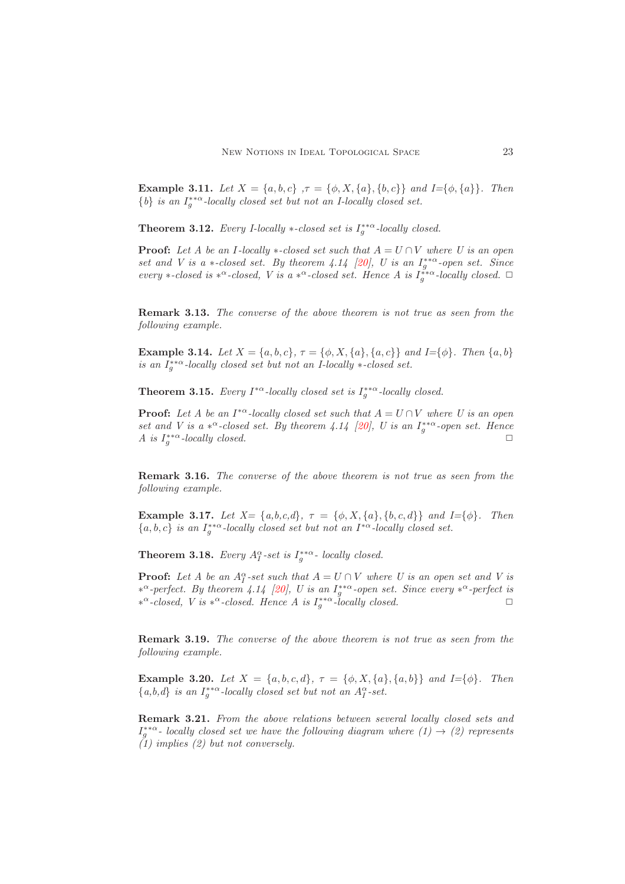**Example 3.11.** *Let $X = \{a, b, c\}$ ,$\tau = \{\phi, X, \{a\}, \{b, c\}\}$ and I=$\{\phi, \{a\}\}$. Then $\{b\}$ is an $I_g^{**\alpha}$-locally closed set but not an I-locally closed set.*

**Theorem 3.12.** *Every I-locally $*$-closed set is $I_g^{**\alpha}$-locally closed.*

**Proof:** *Let A be an I-locally $*$-closed set such that $A = U \cap V$ where U is an open set and V is a $*$-closed set. By theorem 4.14 [20], U is an $I_g^{**\alpha}$-open set. Since every $*$-closed is $*^\alpha$-closed, V is a $*^\alpha$-closed set. Hence A is $I_g^{**\alpha}$-locally closed.* □

**Remark 3.13.** *The converse of the above theorem is not true as seen from the following example.*

**Example 3.14.** *Let $X = \{a, b, c\}$, $\tau = \{\phi, X, \{a\}, \{a, c\}\}$ and I=$\{\phi\}$. Then $\{a, b\}$ is an $I_g^{**\alpha}$-locally closed set but not an I-locally $*$-closed set.*

**Theorem 3.15.** *Every $I^{*\alpha}$-locally closed set is $I_g^{**\alpha}$-locally closed.*

**Proof:** *Let A be an $I^{*\alpha}$-locally closed set such that $A = U \cap V$ where U is an open set and V is a $*^\alpha$-closed set. By theorem 4.14 [20], U is an $I_g^{**\alpha}$-open set. Hence A is $I_g^{**\alpha}$-locally closed.* □

**Remark 3.16.** *The converse of the above theorem is not true as seen from the following example.*

**Example 3.17.** *Let X= $\{a,b,c,d\}$, $\tau = \{\phi, X, \{a\}, \{b, c, d\}\}$ and I=$\{\phi\}$. Then $\{a, b, c\}$ is an $I_g^{**\alpha}$-locally closed set but not an $I^{*\alpha}$-locally closed set.*

**Theorem 3.18.** *Every $A_I^\alpha$-set is $I_g^{**\alpha}$- locally closed.*

**Proof:** *Let A be an $A_I^\alpha$-set such that $A = U \cap V$ where U is an open set and V is $*^\alpha$-perfect. By theorem 4.14 [20], U is an $I_g^{**\alpha}$-open set. Since every $*^\alpha$-perfect is $*^\alpha$-closed, V is $*^\alpha$-closed. Hence A is $I_g^{**\alpha}$-locally closed.* □

**Remark 3.19.** *The converse of the above theorem is not true as seen from the following example.*

**Example 3.20.** *Let $X = \{a, b, c, d\}$, $\tau = \{\phi, X, \{a\}, \{a, b\}\}$ and I=$\{\phi\}$. Then $\{a,b,d\}$ is an $I_g^{**\alpha}$-locally closed set but not an $A_I^\alpha$-set.*

**Remark 3.21.** *From the above relations between several locally closed sets and $I_g^{**\alpha}$- locally closed set we have the following diagram where (1) $\rightarrow$ (2) represents (1) implies (2) but not conversely.*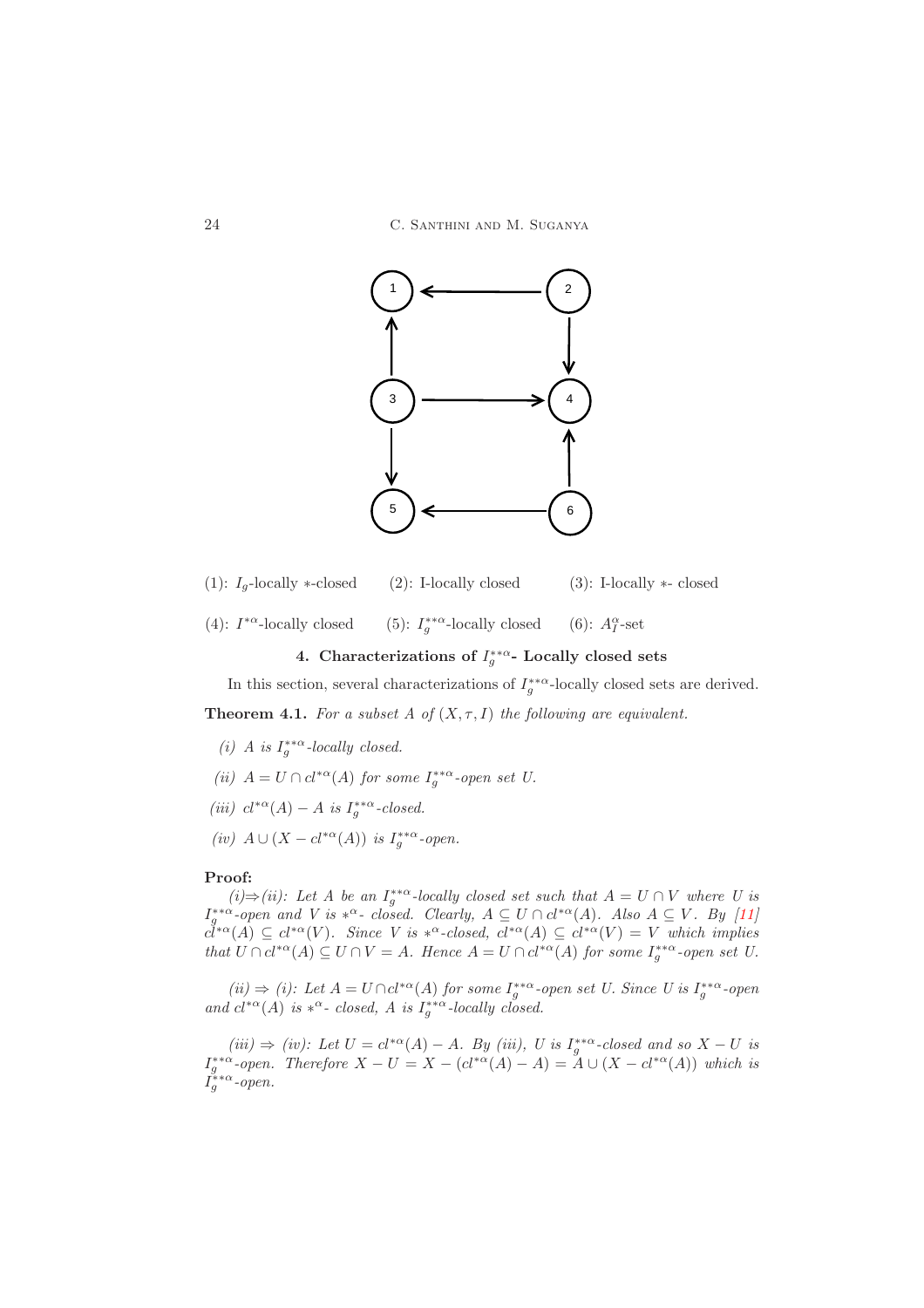(1): $I_g$-locally $*$-closed (2): I-locally closed (3): I-locally $*$- closed

(4): $I^{*\alpha}$-locally closed (5): $I_g^{**\alpha}$-locally closed (6): $A_I^{\alpha}$-set

## 4. Characterizations of $I_g^{**\alpha}$- Locally closed sets

In this section, several characterizations of $I_g^{**\alpha}$-locally closed sets are derived.

**Theorem 4.1.** *For a subset $A$ of $(X, \tau, I)$ the following are equivalent.*

*(i) $A$ is $I_g^{**\alpha}$-locally closed.*

*(ii) $A = U \cap cl^{*\alpha}(A)$ for some $I_g^{**\alpha}$-open set $U$.*

*(iii) $cl^{*\alpha}(A) - A$ is $I_g^{**\alpha}$-closed.*

*(iv) $A \cup (X - cl^{*\alpha}(A))$ is $I_g^{**\alpha}$-open.*

**Proof:**

*(i)⇒(ii): Let $A$ be an $I_g^{**\alpha}$-locally closed set such that $A = U \cap V$ where $U$ is $I_g^{**\alpha}$-open and $V$ is $*^{\alpha}$- closed. Clearly, $A \subseteq U \cap cl^{*\alpha}(A)$. Also $A \subseteq V$. By [11] $cl^{*\alpha}(A) \subseteq cl^{*\alpha}(V)$. Since $V$ is $*^{\alpha}$-closed, $cl^{*\alpha}(A) \subseteq cl^{*\alpha}(V) = V$ which implies that $U \cap cl^{*\alpha}(A) \subseteq U \cap V = A$. Hence $A = U \cap cl^{*\alpha}(A)$ for some $I_g^{**\alpha}$-open set $U$.*

*(ii) ⇒ (i): Let $A = U \cap cl^{*\alpha}(A)$ for some $I_g^{**\alpha}$-open set $U$. Since $U$ is $I_g^{**\alpha}$-open and $cl^{*\alpha}(A)$ is $*^{\alpha}$- closed, $A$ is $I_g^{**\alpha}$-locally closed.*

*(iii) ⇒ (iv): Let $U = cl^{*\alpha}(A) - A$. By (iii), $U$ is $I_g^{**\alpha}$-closed and so $X - U$ is $I_g^{**\alpha}$-open. Therefore $X - U = X - (cl^{*\alpha}(A) - A) = A \cup (X - cl^{*\alpha}(A))$ which is $I_g^{**\alpha}$-open.*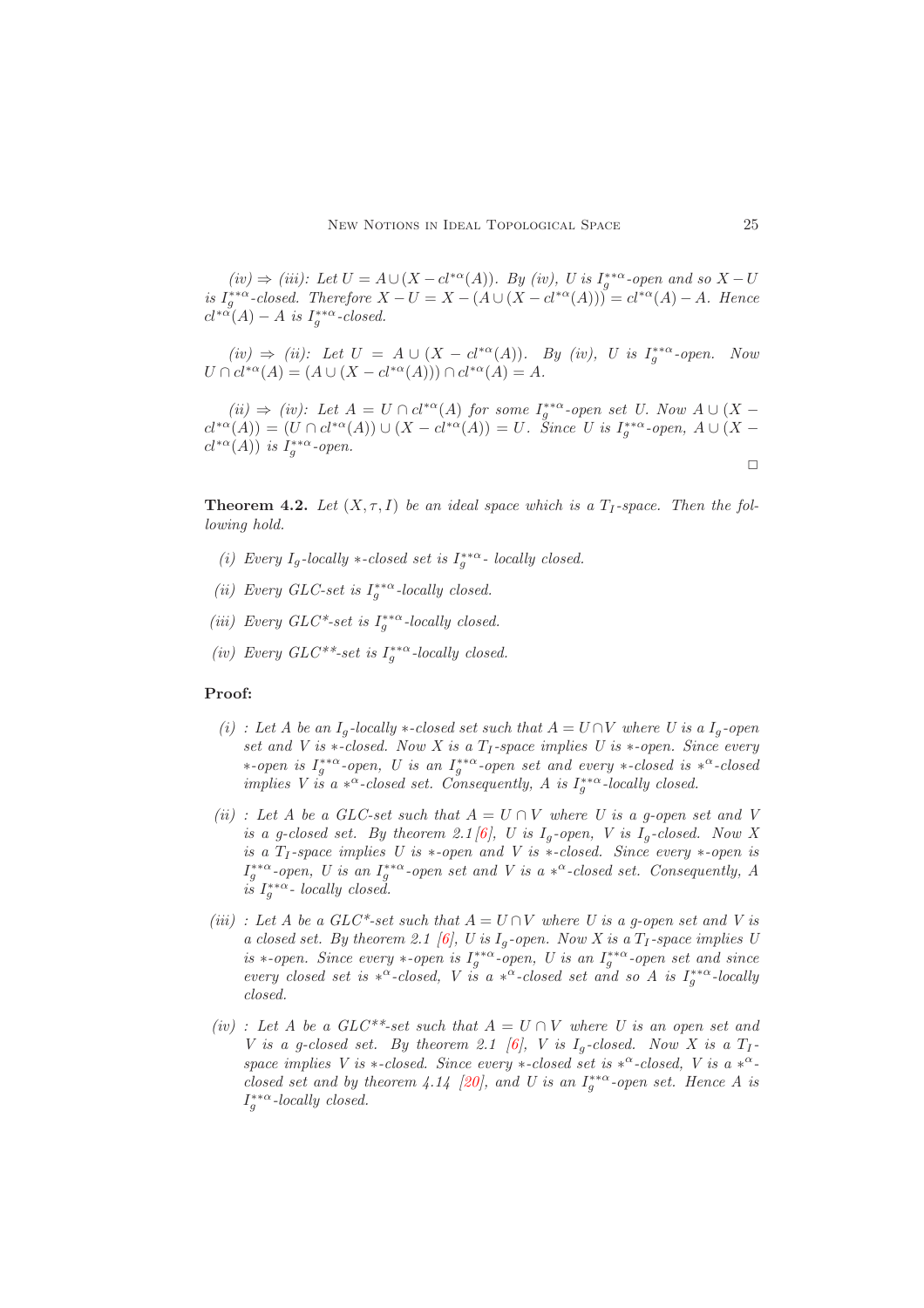*(iv) ⇒ (iii)*: Let $U = A \cup (X - cl^{*\alpha}(A))$. By *(iv)*, $U$ is $I_g^{**\alpha}$-open and so $X - U$ is $I_g^{**\alpha}$-closed. Therefore $X - U = X - (A \cup (X - cl^{*\alpha}(A))) = cl^{*\alpha}(A) - A$. Hence $cl^{*\alpha}(A) - A$ is $I_g^{**\alpha}$-closed.

*(iv) ⇒ (ii)*: Let $U = A \cup (X - cl^{*\alpha}(A))$. By *(iv)*, $U$ is $I_g^{**\alpha}$-open. Now $U \cap cl^{*\alpha}(A) = (A \cup (X - cl^{*\alpha}(A))) \cap cl^{*\alpha}(A) = A$.

*(ii) ⇒ (iv)*: Let $A = U \cap cl^{*\alpha}(A)$ for some $I_g^{**\alpha}$-open set $U$. Now $A \cup (X - cl^{*\alpha}(A)) = (U \cap cl^{*\alpha}(A)) \cup (X - cl^{*\alpha}(A)) = U$. Since $U$ is $I_g^{**\alpha}$-open, $A \cup (X - cl^{*\alpha}(A))$ is $I_g^{**\alpha}$-open.

□

**Theorem 4.2.** *Let $(X, \tau, I)$ be an ideal space which is a $T_I$-space. Then the following hold.*

- *(i) Every $I_g$-locally $*$-closed set is $I_g^{**\alpha}$- locally closed.*
- *(ii) Every GLC-set is $I_g^{**\alpha}$-locally closed.*
- *(iii) Every GLC\*-set is $I_g^{**\alpha}$-locally closed.*
- *(iv) Every GLC\*\*-set is $I_g^{**\alpha}$-locally closed.*

**Proof:**

- *(i)* : Let $A$ be an $I_g$-locally $*$-closed set such that $A = U \cap V$ where $U$ is a $I_g$-open set and $V$ is $*$-closed. Now $X$ is a $T_I$-space implies $U$ is $*$-open. Since every $*$-open is $I_g^{**\alpha}$-open, $U$ is an $I_g^{**\alpha}$-open set and every $*$-closed is $*^{\alpha}$-closed implies $V$ is a $*^{\alpha}$-closed set. Consequently, $A$ is $I_g^{**\alpha}$-locally closed.
- *(ii)* : Let $A$ be a GLC-set such that $A = U \cap V$ where $U$ is a g-open set and $V$ is a g-closed set. By theorem 2.1 [6], $U$ is $I_g$-open, $V$ is $I_g$-closed. Now $X$ is a $T_I$-space implies $U$ is $*$-open and $V$ is $*$-closed. Since every $*$-open is $I_g^{**\alpha}$-open, $U$ is an $I_g^{**\alpha}$-open set and $V$ is a $*^{\alpha}$-closed set. Consequently, $A$ is $I_g^{**\alpha}$- locally closed.
- *(iii)* : Let $A$ be a GLC\*-set such that $A = U \cap V$ where $U$ is a g-open set and $V$ is a closed set. By theorem 2.1 [6], $U$ is $I_g$-open. Now $X$ is a $T_I$-space implies $U$ is $*$-open. Since every $*$-open is $I_g^{**\alpha}$-open, $U$ is an $I_g^{**\alpha}$-open set and since every closed set is $*^{\alpha}$-closed, $V$ is a $*^{\alpha}$-closed set and so $A$ is $I_g^{**\alpha}$-locally closed.
- *(iv)* : Let $A$ be a GLC\*\*-set such that $A = U \cap V$ where $U$ is an open set and $V$ is a g-closed set. By theorem 2.1 [6], $V$ is $I_g$-closed. Now $X$ is a $T_I$-space implies $V$ is $*$-closed. Since every $*$-closed set is $*^{\alpha}$-closed, $V$ is a $*^{\alpha}$-closed set and by theorem 4.14 [20], and $U$ is an $I_g^{**\alpha}$-open set. Hence $A$ is $I_g^{**\alpha}$-locally closed.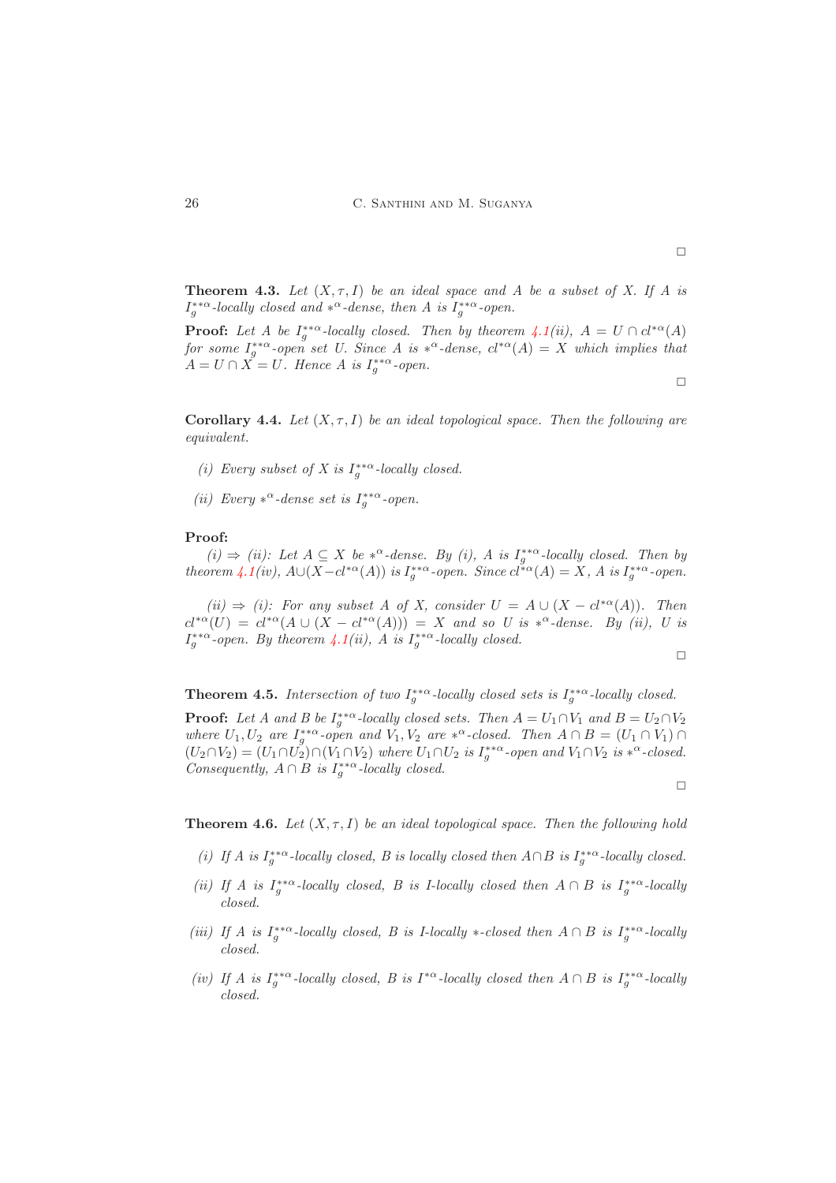□

**Theorem 4.3.** *Let $(X, \tau, I)$ be an ideal space and $A$ be a subset of $X$. If $A$ is $I_g^{**\alpha}$-locally closed and $*^\alpha$-dense, then $A$ is $I_g^{**\alpha}$-open.*

**Proof:** *Let $A$ be $I_g^{**\alpha}$-locally closed. Then by theorem 4.1(ii), $A = U \cap cl^{*\alpha}(A)$ for some $I_g^{**\alpha}$-open set $U$. Since $A$ is $*^\alpha$-dense, $cl^{*\alpha}(A) = X$ which implies that $A = U \cap X = U$. Hence $A$ is $I_g^{**\alpha}$-open.*

□

**Corollary 4.4.** *Let $(X, \tau, I)$ be an ideal topological space. Then the following are equivalent.*

*(i) Every subset of $X$ is $I_g^{**\alpha}$-locally closed.*

*(ii) Every $*^\alpha$-dense set is $I_g^{**\alpha}$-open.*

**Proof:**

*(i) $\Rightarrow$ (ii): Let $A \subseteq X$ be $*^\alpha$-dense. By (i), $A$ is $I_g^{**\alpha}$-locally closed. Then by theorem 4.1(iv), $A \cup (X - cl^{*\alpha}(A))$ is $I_g^{**\alpha}$-open. Since $cl^{*\alpha}(A) = X$, $A$ is $I_g^{**\alpha}$-open.*

*(ii) $\Rightarrow$ (i): For any subset $A$ of $X$, consider $U = A \cup (X - cl^{*\alpha}(A))$. Then $cl^{*\alpha}(U) = cl^{*\alpha}(A \cup (X - cl^{*\alpha}(A))) = X$ and so $U$ is $*^\alpha$-dense. By (ii), $U$ is $I_g^{**\alpha}$-open. By theorem 4.1(ii), $A$ is $I_g^{**\alpha}$-locally closed.*

□

**Theorem 4.5.** *Intersection of two $I_g^{**\alpha}$-locally closed sets is $I_g^{**\alpha}$-locally closed.*

**Proof:** *Let $A$ and $B$ be $I_g^{**\alpha}$-locally closed sets. Then $A = U_1 \cap V_1$ and $B = U_2 \cap V_2$ where $U_1, U_2$ are $I_g^{**\alpha}$-open and $V_1, V_2$ are $*^\alpha$-closed. Then $A \cap B = (U_1 \cap V_1) \cap (U_2 \cap V_2) = (U_1 \cap U_2) \cap (V_1 \cap V_2)$ where $U_1 \cap U_2$ is $I_g^{**\alpha}$-open and $V_1 \cap V_2$ is $*^\alpha$-closed. Consequently, $A \cap B$ is $I_g^{**\alpha}$-locally closed.*

□

**Theorem 4.6.** *Let $(X, \tau, I)$ be an ideal topological space. Then the following hold*

*(i) If $A$ is $I_g^{**\alpha}$-locally closed, $B$ is locally closed then $A \cap B$ is $I_g^{**\alpha}$-locally closed.*

*(ii) If $A$ is $I_g^{**\alpha}$-locally closed, $B$ is $I$-locally closed then $A \cap B$ is $I_g^{**\alpha}$-locally closed.*

*(iii) If $A$ is $I_g^{**\alpha}$-locally closed, $B$ is $I$-locally $*$-closed then $A \cap B$ is $I_g^{**\alpha}$-locally closed.*

*(iv) If $A$ is $I_g^{**\alpha}$-locally closed, $B$ is $I^{*\alpha}$-locally closed then $A \cap B$ is $I_g^{**\alpha}$-locally closed.*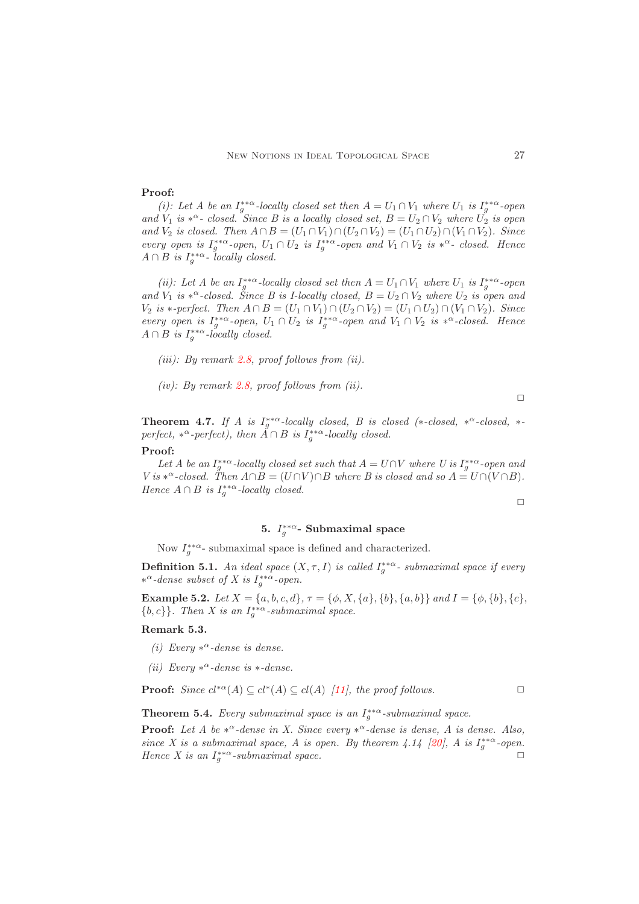**Proof:**

*(i): Let $A$ be an $I_g^{**\alpha}$-locally closed set then $A = U_1 \cap V_1$ where $U_1$ is $I_g^{**\alpha}$-open and $V_1$ is $*^\alpha$- closed. Since $B$ is a locally closed set, $B = U_2 \cap V_2$ where $U_2$ is open and $V_2$ is closed. Then $A \cap B = (U_1 \cap V_1) \cap (U_2 \cap V_2) = (U_1 \cap U_2) \cap (V_1 \cap V_2)$. Since every open is $I_g^{**\alpha}$-open, $U_1 \cap U_2$ is $I_g^{**\alpha}$-open and $V_1 \cap V_2$ is $*^\alpha$- closed. Hence $A \cap B$ is $I_g^{**\alpha}$- locally closed.*

*(ii): Let $A$ be an $I_g^{**\alpha}$-locally closed set then $A = U_1 \cap V_1$ where $U_1$ is $I_g^{**\alpha}$-open and $V_1$ is $*^\alpha$-closed. Since $B$ is I-locally closed, $B = U_2 \cap V_2$ where $U_2$ is open and $V_2$ is $*$-perfect. Then $A \cap B = (U_1 \cap V_1) \cap (U_2 \cap V_2) = (U_1 \cap U_2) \cap (V_1 \cap V_2)$. Since every open is $I_g^{**\alpha}$-open, $U_1 \cap U_2$ is $I_g^{**\alpha}$-open and $V_1 \cap V_2$ is $*^\alpha$-closed. Hence $A \cap B$ is $I_g^{**\alpha}$-locally closed.*

*(iii): By remark 2.8, proof follows from (ii).*

*(iv): By remark 2.8, proof follows from (ii).*

□

**Theorem 4.7.** *If $A$ is $I_g^{**\alpha}$-locally closed, $B$ is closed ($*$-closed, $*^\alpha$-closed, $*$-perfect, $*^\alpha$-perfect), then $A \cap B$ is $I_g^{**\alpha}$-locally closed.*

**Proof:**

*Let $A$ be an $I_g^{**\alpha}$-locally closed set such that $A = U \cap V$ where $U$ is $I_g^{**\alpha}$-open and $V$ is $*^\alpha$-closed. Then $A \cap B = (U \cap V) \cap B$ where $B$ is closed and so $A = U \cap (V \cap B)$. Hence $A \cap B$ is $I_g^{**\alpha}$-locally closed.*

□

## 5. $I_g^{**\alpha}$- Submaximal space

Now $I_g^{**\alpha}$- submaximal space is defined and characterized.

**Definition 5.1.** *An ideal space $(X, \tau, I)$ is called $I_g^{**\alpha}$- submaximal space if every $*^\alpha$-dense subset of $X$ is $I_g^{**\alpha}$-open.*

**Example 5.2.** *Let $X = \{a, b, c, d\}$, $\tau = \{\phi, X, \{a\}, \{b\}, \{a, b\}\}$ and $I = \{\phi, \{b\}, \{c\}, \{b, c\}\}$. Then $X$ is an $I_g^{**\alpha}$-submaximal space.*

**Remark 5.3.**

*(i) Every $*^\alpha$-dense is dense.*

*(ii) Every $*^\alpha$-dense is $*$-dense.*

**Proof:** *Since $cl^{*\alpha}(A) \subseteq cl^*(A) \subseteq cl(A)$ [11], the proof follows.* □

**Theorem 5.4.** *Every submaximal space is an $I_g^{**\alpha}$-submaximal space.*

**Proof:** *Let $A$ be $*^\alpha$-dense in $X$. Since every $*^\alpha$-dense is dense, $A$ is dense. Also, since $X$ is a submaximal space, $A$ is open. By theorem 4.14 [20], $A$ is $I_g^{**\alpha}$-open. Hence $X$ is an $I_g^{**\alpha}$-submaximal space.* □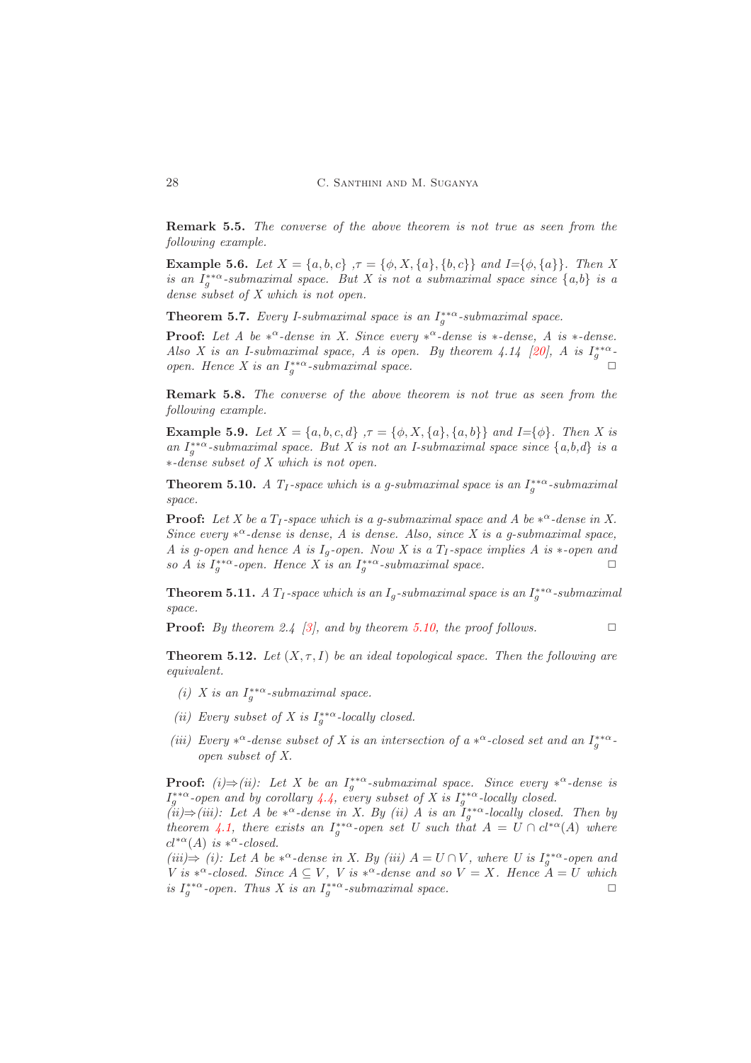**Remark 5.5.** *The converse of the above theorem is not true as seen from the following example.*

**Example 5.6.** *Let $X = \{a, b, c\}$ ,$\tau = \{\phi, X, \{a\}, \{b, c\}\}$ and $I$=$\{\phi, \{a\}\}$. Then X is an $I_g^{**\alpha}$-submaximal space. But X is not a submaximal space since $\{a,b\}$ is a dense subset of X which is not open.*

**Theorem 5.7.** *Every I-submaximal space is an $I_g^{**\alpha}$-submaximal space.*

**Proof:** *Let A be $*^{\alpha}$-dense in X. Since every $*^{\alpha}$-dense is $*$-dense, A is $*$-dense. Also X is an I-submaximal space, A is open. By theorem 4.14 [20], A is $I_g^{**\alpha}$-open. Hence X is an $I_g^{**\alpha}$-submaximal space.* □

**Remark 5.8.** *The converse of the above theorem is not true as seen from the following example.*

**Example 5.9.** *Let $X = \{a, b, c, d\}$ ,$\tau = \{\phi, X, \{a\}, \{a, b\}\}$ and $I$=$\{\phi\}$. Then X is an $I_g^{**\alpha}$-submaximal space. But X is not an I-submaximal space since $\{a,b,d\}$ is a $*$-dense subset of X which is not open.*

**Theorem 5.10.** *A $T_I$-space which is a g-submaximal space is an $I_g^{**\alpha}$-submaximal space.*

**Proof:** *Let X be a $T_I$-space which is a g-submaximal space and A be $*^{\alpha}$-dense in X. Since every $*^{\alpha}$-dense is dense, A is dense. Also, since X is a g-submaximal space, A is g-open and hence A is $I_g$-open. Now X is a $T_I$-space implies A is $*$-open and so A is $I_g^{**\alpha}$-open. Hence X is an $I_g^{**\alpha}$-submaximal space.* □

**Theorem 5.11.** *A $T_I$-space which is an $I_g$-submaximal space is an $I_g^{**\alpha}$-submaximal space.*

**Proof:** *By theorem 2.4 [3], and by theorem 5.10, the proof follows.* □

**Theorem 5.12.** *Let $(X, \tau, I)$ be an ideal topological space. Then the following are equivalent.*

- *(i) X is an $I_g^{**\alpha}$-submaximal space.*
- *(ii) Every subset of X is $I_g^{**\alpha}$-locally closed.*
- *(iii) Every $*^{\alpha}$-dense subset of X is an intersection of a $*^{\alpha}$-closed set and an $I_g^{**\alpha}$-open subset of X.*

**Proof:** *(i)⇒(ii): Let X be an $I_g^{**\alpha}$-submaximal space. Since every $*^{\alpha}$-dense is $I_g^{**\alpha}$-open and by corollary 4.4, every subset of X is $I_g^{**\alpha}$-locally closed.*
*(ii)⇒(iii): Let A be $*^{\alpha}$-dense in X. By (ii) A is an $I_g^{**\alpha}$-locally closed. Then by theorem 4.1, there exists an $I_g^{**\alpha}$-open set U such that $A = U \cap cl^{*\alpha}(A)$ where $cl^{*\alpha}(A)$ is $*^{\alpha}$-closed.*
*(iii)⇒ (i): Let A be $*^{\alpha}$-dense in X. By (iii) $A = U \cap V$, where U is $I_g^{**\alpha}$-open and V is $*^{\alpha}$-closed. Since $A \subseteq V$, V is $*^{\alpha}$-dense and so $V = X$. Hence $A = U$ which is $I_g^{**\alpha}$-open. Thus X is an $I_g^{**\alpha}$-submaximal space.* □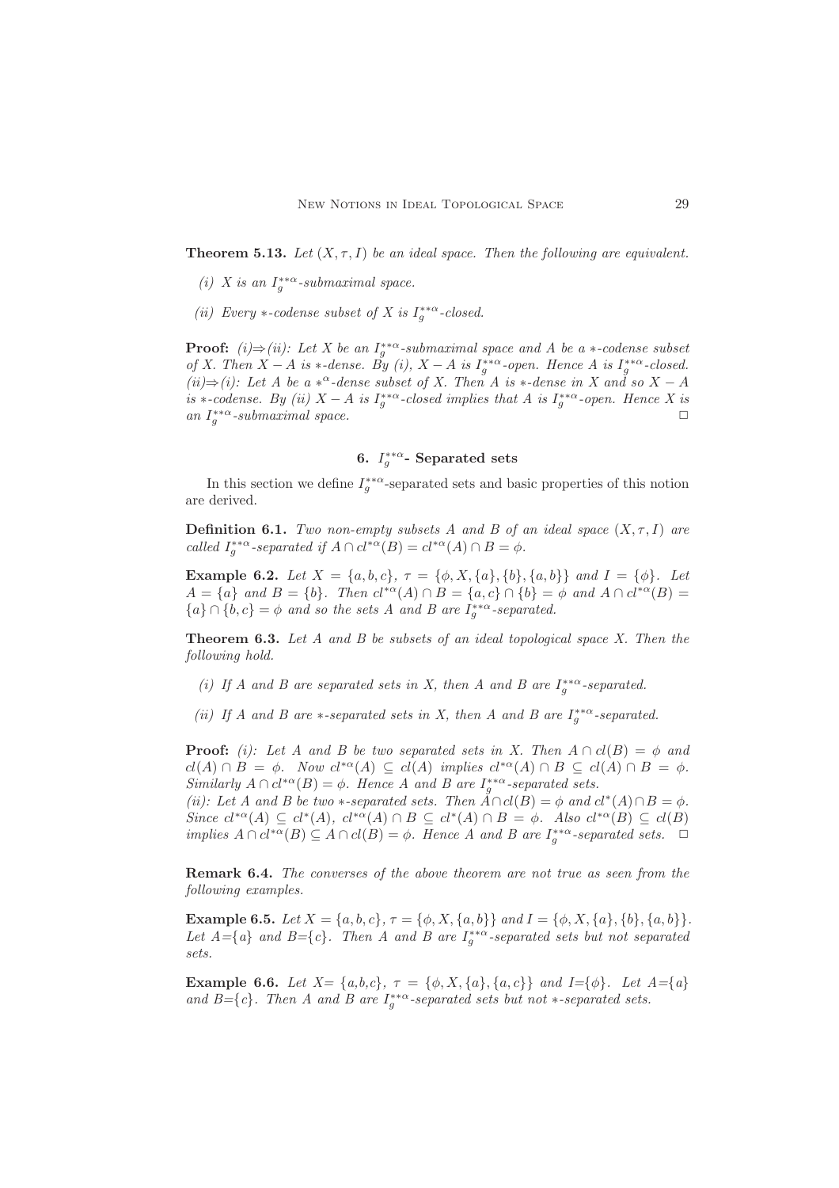**Theorem 5.13.** *Let $(X, \tau, I)$ be an ideal space. Then the following are equivalent.*

*(i) $X$ is an $I_g^{**\alpha}$-submaximal space.*

*(ii) Every $*$-codense subset of $X$ is $I_g^{**\alpha}$-closed.*

**Proof:** *(i)$\Rightarrow$(ii): Let $X$ be an $I_g^{**\alpha}$-submaximal space and $A$ be a $*$-codense subset of $X$. Then $X - A$ is $*$-dense. By (i), $X - A$ is $I_g^{**\alpha}$-open. Hence $A$ is $I_g^{**\alpha}$-closed.*
*(ii)$\Rightarrow$(i): Let $A$ be a $*^\alpha$-dense subset of $X$. Then $A$ is $*$-dense in $X$ and so $X - A$ is $*$-codense. By (ii) $X - A$ is $I_g^{**\alpha}$-closed implies that $A$ is $I_g^{**\alpha}$-open. Hence $X$ is an $I_g^{**\alpha}$-submaximal space.* $\square$

## 6. $I_g^{**\alpha}$- Separated sets

In this section we define $I_g^{**\alpha}$-separated sets and basic properties of this notion are derived.

**Definition 6.1.** *Two non-empty subsets $A$ and $B$ of an ideal space $(X, \tau, I)$ are called $I_g^{**\alpha}$-separated if $A \cap cl^{*\alpha}(B) = cl^{*\alpha}(A) \cap B = \phi$.*

**Example 6.2.** *Let $X = \{a, b, c\}$, $\tau = \{\phi, X, \{a\}, \{b\}, \{a, b\}\}$ and $I = \{\phi\}$. Let $A = \{a\}$ and $B = \{b\}$. Then $cl^{*\alpha}(A) \cap B = \{a, c\} \cap \{b\} = \phi$ and $A \cap cl^{*\alpha}(B) = \{a\} \cap \{b, c\} = \phi$ and so the sets $A$ and $B$ are $I_g^{**\alpha}$-separated.*

**Theorem 6.3.** *Let $A$ and $B$ be subsets of an ideal topological space $X$. Then the following hold.*

*(i) If $A$ and $B$ are separated sets in $X$, then $A$ and $B$ are $I_g^{**\alpha}$-separated.*

*(ii) If $A$ and $B$ are $*$-separated sets in $X$, then $A$ and $B$ are $I_g^{**\alpha}$-separated.*

**Proof:** *(i): Let $A$ and $B$ be two separated sets in $X$. Then $A \cap cl(B) = \phi$ and $cl(A) \cap B = \phi$. Now $cl^{*\alpha}(A) \subseteq cl(A)$ implies $cl^{*\alpha}(A) \cap B \subseteq cl(A) \cap B = \phi$. Similarly $A \cap cl^{*\alpha}(B) = \phi$. Hence $A$ and $B$ are $I_g^{**\alpha}$-separated sets.*
*(ii): Let $A$ and $B$ be two $*$-separated sets. Then $A \cap cl(B) = \phi$ and $cl^*(A) \cap B = \phi$. Since $cl^{*\alpha}(A) \subseteq cl^*(A)$, $cl^{*\alpha}(A) \cap B \subseteq cl^*(A) \cap B = \phi$. Also $cl^{*\alpha}(B) \subseteq cl(B)$ implies $A \cap cl^{*\alpha}(B) \subseteq A \cap cl(B) = \phi$. Hence $A$ and $B$ are $I_g^{**\alpha}$-separated sets.* $\square$

**Remark 6.4.** *The converses of the above theorem are not true as seen from the following examples.*

**Example 6.5.** *Let $X = \{a, b, c\}$, $\tau = \{\phi, X, \{a, b\}\}$ and $I = \{\phi, X, \{a\}, \{b\}, \{a, b\}\}$. Let $A$=$\{a\}$ and $B$=$\{c\}$. Then $A$ and $B$ are $I_g^{**\alpha}$-separated sets but not separated sets.*

**Example 6.6.** *Let $X$= $\{a,b,c\}$, $\tau = \{\phi, X, \{a\}, \{a, c\}\}$ and $I$=$\{\phi\}$. Let $A$=$\{a\}$ and $B$=$\{c\}$. Then $A$ and $B$ are $I_g^{**\alpha}$-separated sets but not $*$-separated sets.*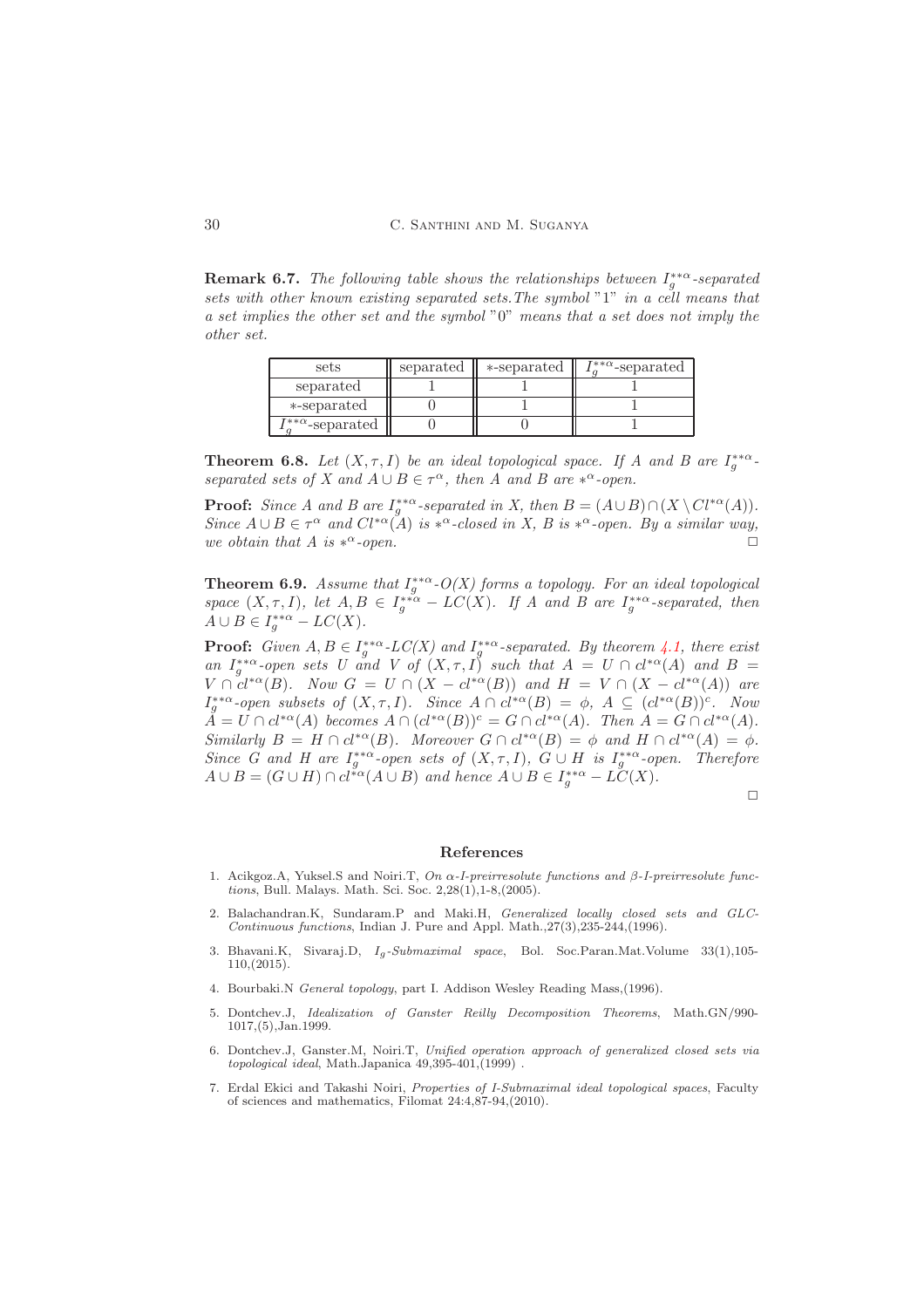**Remark 6.7.** *The following table shows the relationships between $I_g^{**\alpha}$-separated sets with other known existing separated sets.The symbol "1" in a cell means that a set implies the other set and the symbol "0" means that a set does not imply the other set.*

| sets | separated | $*$-separated | $I_g^{**\alpha}$-separated |
|---|---|---|---|
| separated | 1 | 1 | 1 |
| $*$-separated | 0 | 1 | 1 |
| $I_g^{**\alpha}$-separated | 0 | 0 | 1 |

**Theorem 6.8.** *Let $(X, \tau, I)$ be an ideal topological space. If $A$ and $B$ are $I_g^{**\alpha}$-separated sets of $X$ and $A \cup B \in \tau^{\alpha}$, then $A$ and $B$ are $*^{\alpha}$-open.*

**Proof:** *Since $A$ and $B$ are $I_g^{**\alpha}$-separated in X, then $B = (A \cup B) \cap (X \setminus Cl^{*\alpha}(A))$. Since $A \cup B \in \tau^{\alpha}$ and $Cl^{*\alpha}(A)$ is $*^{\alpha}$-closed in X, B is $*^{\alpha}$-open. By a similar way, we obtain that A is $*^{\alpha}$-open.* □

**Theorem 6.9.** *Assume that $I_g^{**\alpha}$-$O(X)$ forms a topology. For an ideal topological space $(X, \tau, I)$, let $A, B \in I_g^{**\alpha} - LC(X)$. If A and B are $I_g^{**\alpha}$-separated, then $A \cup B \in I_g^{**\alpha} - LC(X)$.*

**Proof:** *Given $A, B \in I_g^{**\alpha}$-$LC(X)$ and $I_g^{**\alpha}$-separated. By theorem 4.1, there exist an $I_g^{**\alpha}$-open sets U and V of $(X, \tau, I)$ such that $A = U \cap cl^{*\alpha}(A)$ and $B = V \cap cl^{*\alpha}(B)$. Now $G = U \cap (X - cl^{*\alpha}(B))$ and $H = V \cap (X - cl^{*\alpha}(A))$ are $I_g^{**\alpha}$-open subsets of $(X, \tau, I)$. Since $A \cap cl^{*\alpha}(B) = \phi$, $A \subseteq (cl^{*\alpha}(B))^c$. Now $A = U \cap cl^{*\alpha}(A)$ becomes $A \cap (cl^{*\alpha}(B))^c = G \cap cl^{*\alpha}(A)$. Then $A = G \cap cl^{*\alpha}(A)$. Similarly $B = H \cap cl^{*\alpha}(B)$. Moreover $G \cap cl^{*\alpha}(B) = \phi$ and $H \cap cl^{*\alpha}(A) = \phi$. Since G and H are $I_g^{**\alpha}$-open sets of $(X, \tau, I)$, $G \cup H$ is $I_g^{**\alpha}$-open. Therefore $A \cup B = (G \cup H) \cap cl^{*\alpha}(A \cup B)$ and hence $A \cup B \in I_g^{**\alpha} - LC(X)$.*

□

## References

1. Acikgoz.A, Yuksel.S and Noiri.T, *On $\alpha$-I-preirresolute functions and $\beta$-I-preirresolute functions*, Bull. Malays. Math. Sci. Soc. 2,28(1),1-8,(2005).
2. Balachandran.K, Sundaram.P and Maki.H, *Generalized locally closed sets and GLC-Continuous functions*, Indian J. Pure and Appl. Math.,27(3),235-244,(1996).
3. Bhavani.K, Sivaraj.D, *$I_g$-Submaximal space*, Bol. Soc.Paran.Mat.Volume 33(1),105-110,(2015).
4. Bourbaki.N *General topology*, part I. Addison Wesley Reading Mass,(1996).
5. Dontchev.J, *Idealization of Ganster Reilly Decomposition Theorems*, Math.GN/990-1017,(5),Jan.1999.
6. Dontchev.J, Ganster.M, Noiri.T, *Unified operation approach of generalized closed sets via topological ideal*, Math.Japanica 49,395-401,(1999) .
7. Erdal Ekici and Takashi Noiri, *Properties of I-Submaximal ideal topological spaces*, Faculty of sciences and mathematics, Filomat 24:4,87-94,(2010).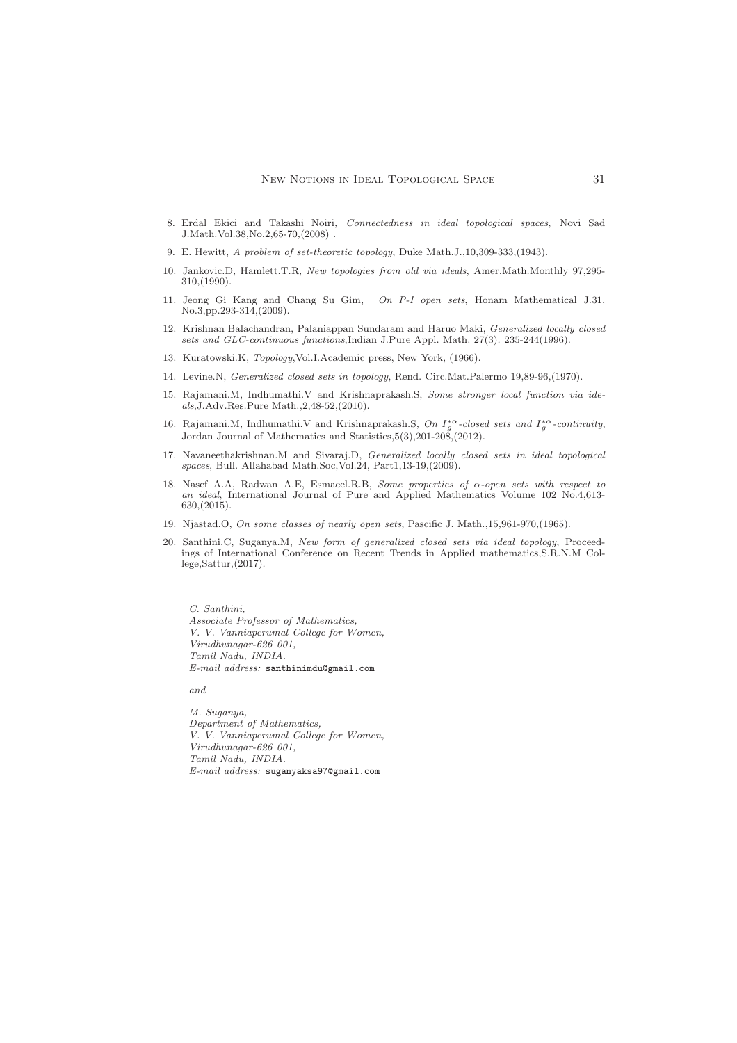8. Erdal Ekici and Takashi Noiri, *Connectedness in ideal topological spaces*, Novi Sad J.Math.Vol.38,No.2,65-70,(2008) .

9. E. Hewitt, *A problem of set-theoretic topology*, Duke Math.J.,10,309-333,(1943).

10. Jankovic.D, Hamlett.T.R, *New topologies from old via ideals*, Amer.Math.Monthly 97,295-310,(1990).

11. Jeong Gi Kang and Chang Su Gim, *On P-I open sets*, Honam Mathematical J.31, No.3,pp.293-314,(2009).

12. Krishnan Balachandran, Palaniappan Sundaram and Haruo Maki, *Generalized locally closed sets and GLC-continuous functions*,Indian J.Pure Appl. Math. 27(3). 235-244(1996).

13. Kuratowski.K, *Topology*,Vol.I.Academic press, New York, (1966).

14. Levine.N, *Generalized closed sets in topology*, Rend. Circ.Mat.Palermo 19,89-96,(1970).

15. Rajamani.M, Indhumathi.V and Krishnaprakash.S, *Some stronger local function via ideals*,J.Adv.Res.Pure Math.,2,48-52,(2010).

16. Rajamani.M, Indhumathi.V and Krishnaprakash.S, *On $I_g^{*\alpha}$-closed sets and $I_g^{*\alpha}$-continuity*, Jordan Journal of Mathematics and Statistics,5(3),201-208,(2012).

17. Navaneethakrishnan.M and Sivaraj.D, *Generalized locally closed sets in ideal topological spaces*, Bull. Allahabad Math.Soc,Vol.24, Part1,13-19,(2009).

18. Nasef A.A, Radwan A.E, Esmaeel.R.B, *Some properties of $\alpha$-open sets with respect to an ideal*, International Journal of Pure and Applied Mathematics Volume 102 No.4,613-630,(2015).

19. Njastad.O, *On some classes of nearly open sets*, Pascific J. Math.,15,961-970,(1965).

20. Santhini.C, Suganya.M, *New form of generalized closed sets via ideal topology*, Proceedings of International Conference on Recent Trends in Applied mathematics,S.R.N.M College,Sattur,(2017).

*C. Santhini,*
*Associate Professor of Mathematics,*
*V. V. Vanniaperumal College for Women,*
*Virudhunagar-626 001,*
*Tamil Nadu, INDIA.*
*E-mail address:* santhinimdu@gmail.com

*and*

*M. Suganya,*
*Department of Mathematics,*
*V. V. Vanniaperumal College for Women,*
*Virudhunagar-626 001,*
*Tamil Nadu, INDIA.*
*E-mail address:* suganyaksa97@gmail.com